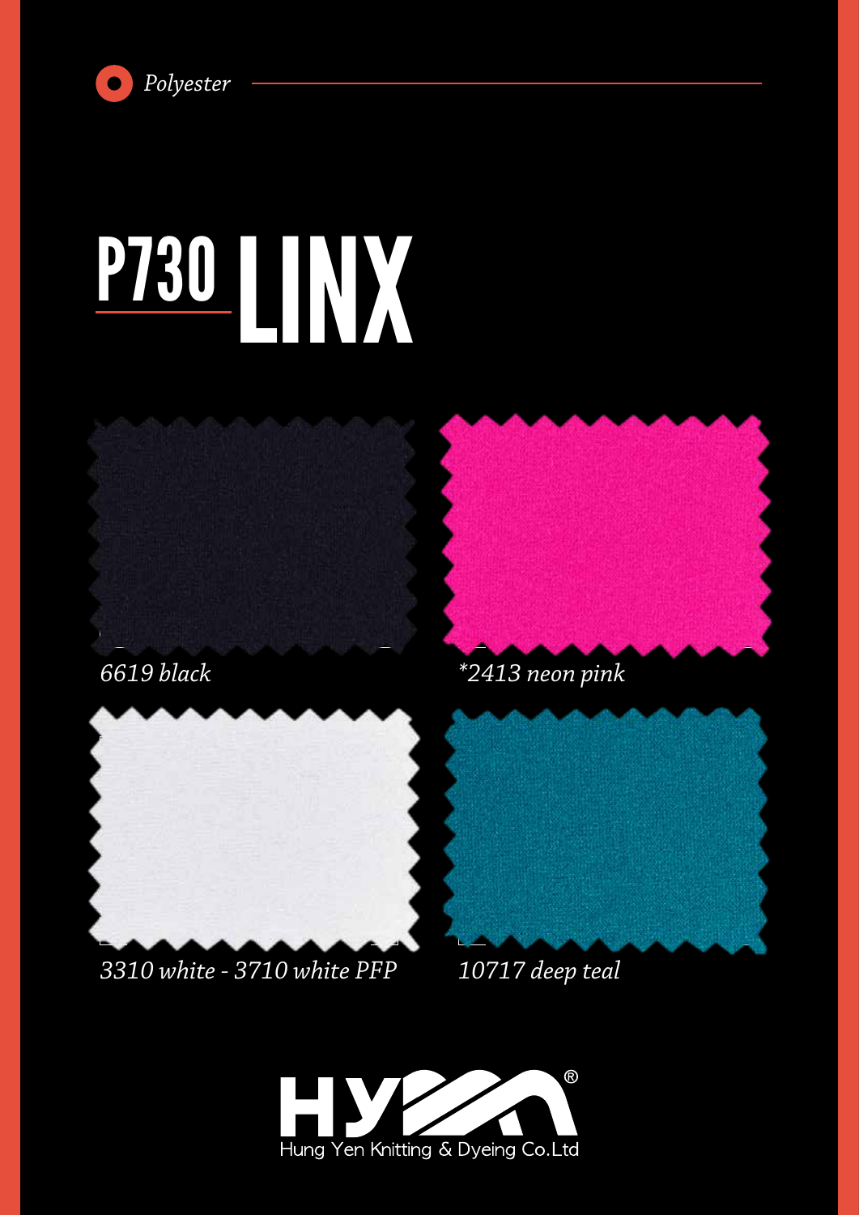Polyester

# P730 LINX

*6619 black*

**2413 neon pink*

*3310 white - 3710 white PFP*

*10717 deep teal*

Hung Yen Knitting & Dyeing Co.Ltd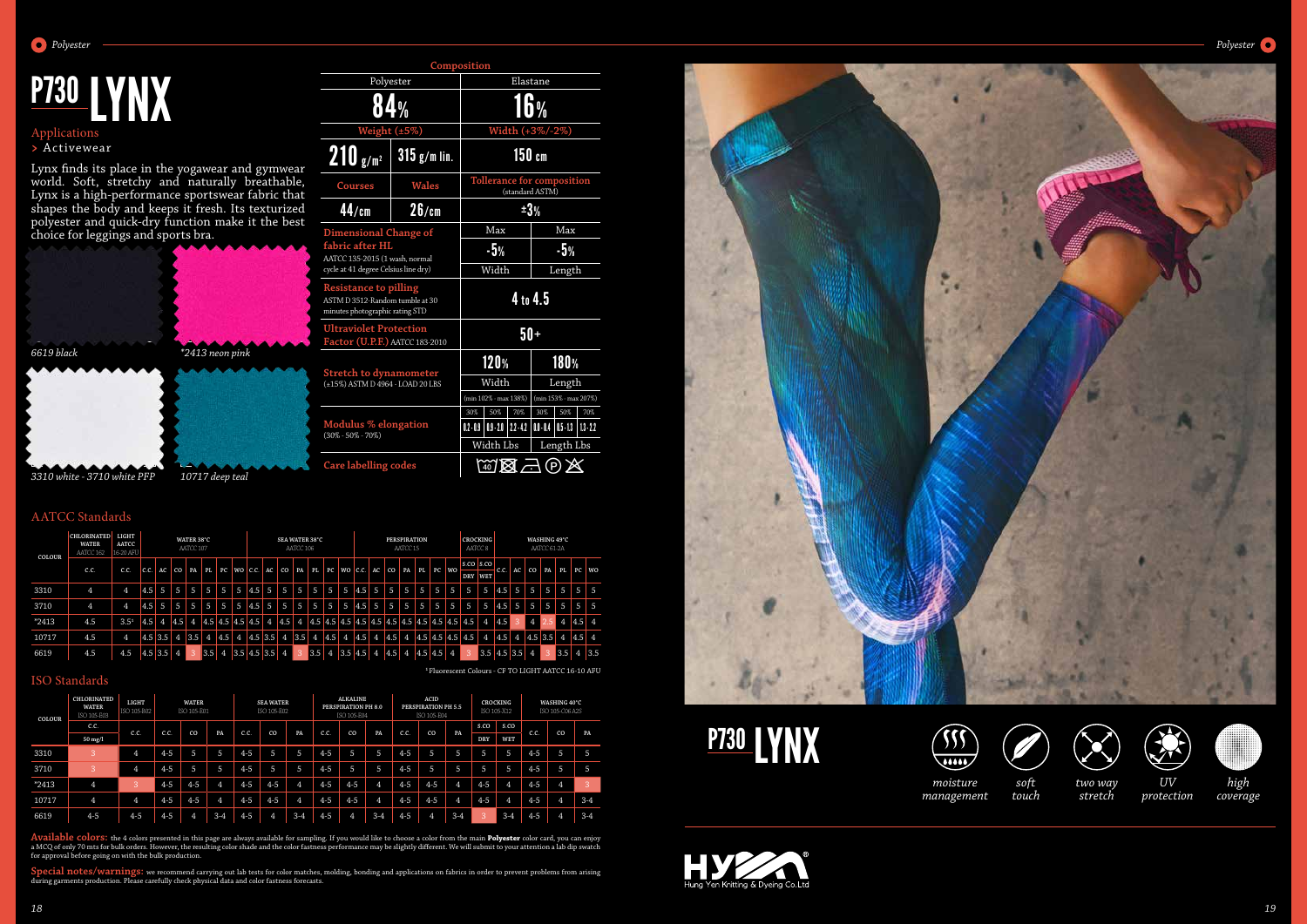# P730 LYNX

## Applications

> Activewear

Lynx finds its place in the yogawear and gymwear world. Soft, stretchy and naturally breathable, Lynx is a high-performance sportswear fabric that shapes the body and keeps it fresh. Its texturized polyester and quick-dry function make it the best choice for leggings and sports bra.

*6619 black*

*\*2413 neon pink*

*3310 white - 3710 white PFP*

*10717 deep teal*

| Composition | | | |
|---|---|---|---|
| Polyester | | Elastane | |
| 84% | | 16% | |
| Weight (±5%) | | Width (+3%/-2%) | |
| 210 g/m² | 315 g/m lin. | 150 cm | |
| Courses | Wales | Tollerance for composition (standard ASTM) | |
| 44/cm | 26/cm | ±3% | |
| Dimensional Change of fabric after HL – AATCC 135-2015 (1 wash, normal cycle at 41 degree Celsius line dry) | | Max -5% Width | Max -5% Length |
| Resistance to pilling – ASTM D 3512-Random tumble at 30 minutes photographic rating STD | | 4 to 4.5 | |
| Ultraviolet Protection Factor (U.P.F.) AATCC 183-2010 | | 50+ | |
| Stretch to dynamometer (±15%) ASTM D 4964 - LOAD 20 LBS | | 120% Width (min 102% - max 138%) | 180% Length (min 153% - max 207%) |
| Modulus % elongation (30% - 50% - 70%) | | Width Lbs: 30% 0.2-0.8, 50% 0.8-2.0, 70% 2.2-4.2 | Length Lbs: 30% 0.0-0.4, 50% 0.5-1.3, 70% 1.3-2.2 |
| Care labelling codes | | | |

## AATCC Standards

| COLOUR | CHLORINATED WATER AATCC 162 | LIGHT AATCC 16-20 AFU | WATER 38°C AATCC 107 | | | | | | | SEA WATER 38°C AATCC 106 | | | | | | | PERSPIRATION AATCC 15 | | | | | | | CROCKING AATCC 8 | | WASHING 49°C AATCC 61-2A | | | | | | |
|---|---|---|---|---|---|---|---|---|---|---|---|---|---|---|---|---|---|---|---|---|---|---|---|---|---|---|---|---|---|---|---|---|
| | C.C. | C.C. | C.C. | AC | CO | PA | PL | PC | WO | C.C. | AC | CO | PA | PL | PC | WO | C.C. | AC | CO | PA | PL | PC | WO | S.CO DRY | S.CO WET | C.C. | AC | CO | PA | PL | PC | WO |
| 3310 | 4 | 4 | 4.5 | 5 | 5 | 5 | 5 | 5 | 5 | 4.5 | 5 | 5 | 5 | 5 | 5 | 5 | 4.5 | 5 | 5 | 5 | 5 | 5 | 5 | 5 | 5 | 4.5 | 5 | 5 | 5 | 5 | 5 | 5 |
| 3710 | 4 | 4 | 4.5 | 5 | 5 | 5 | 5 | 5 | 5 | 4.5 | 5 | 5 | 5 | 5 | 5 | 5 | 4.5 | 5 | 5 | 5 | 5 | 5 | 5 | 5 | 5 | 4.5 | 5 | 5 | 5 | 5 | 5 | 5 |
| *2413 | 4.5 | 3.5[1] | 4.5 | 4 | 4.5 | 4 | 4.5 | 4.5 | 4.5 | 4.5 | 4 | 4.5 | 4 | 4.5 | 4.5 | 4.5 | 4.5 | 4.5 | 4.5 | 4.5 | 4.5 | 4.5 | 4.5 | 4.5 | 4 | 4.5 | 3 | 4 | 2.5 | 4 | 4.5 | 4 |
| 10717 | 4.5 | 4 | 4.5 | 3.5 | 4 | 3.5 | 4 | 4.5 | 4 | 4.5 | 3.5 | 4 | 3.5 | 4 | 4.5 | 4 | 4.5 | 4 | 4.5 | 4 | 4.5 | 4.5 | 4.5 | 4.5 | 4 | 4.5 | 4 | 4.5 | 3.5 | 4 | 4.5 | 4 |
| 6619 | 4.5 | 4.5 | 4.5 | 3.5 | 4 | 3 | 3.5 | 4 | 3.5 | 4.5 | 3.5 | 4 | 3 | 3.5 | 4 | 3.5 | 4.5 | 4 | 4.5 | 4 | 4.5 | 4.5 | 4 | 3 | 3.5 | 4.5 | 3.5 | 4 | 3 | 3.5 | 4 | 3.5 |

[1] Fluorescent Colours - CF TO LIGHT AATCC 16-10 AFU

## ISO Standards

| COLOUR | CHLORINATED WATER ISO 105-E03 | LIGHT ISO 105-B02 | WATER ISO 105-E01 | | | SEA WATER ISO 105-E02 | | | ALKALINE PERSPIRATION PH 8.0 ISO 105-E04 | | | ACID PERSPIRATION PH 5.5 ISO 105-E04 | | | CROCKING ISO 105-X12 | | WASHING 40°C ISO 105-C06 A2S | | |
|---|---|---|---|---|---|---|---|---|---|---|---|---|---|---|---|---|---|---|---|
| | C.C. 50 mg/l | C.C. | C.C. | CO | PA | C.C. | CO | PA | C.C. | CO | PA | C.C. | CO | PA | S.CO DRY | S.CO WET | C.C. | CO | PA |
| 3310 | 3 | 4 | 4-5 | 5 | 5 | 4-5 | 5 | 5 | 4-5 | 5 | 5 | 4-5 | 5 | 5 | 5 | 5 | 4-5 | 5 | 5 |
| 3710 | 3 | 4 | 4-5 | 5 | 5 | 4-5 | 5 | 5 | 4-5 | 5 | 5 | 4-5 | 5 | 5 | 5 | 5 | 4-5 | 5 | 5 |
| *2413 | 4 | 3 | 4-5 | 4-5 | 4 | 4-5 | 4-5 | 4 | 4-5 | 4-5 | 4 | 4-5 | 4-5 | 4 | 4-5 | 4 | 4-5 | 4 | 3 |
| 10717 | 4 | 4 | 4-5 | 4-5 | 4 | 4-5 | 4-5 | 4 | 4-5 | 4-5 | 4 | 4-5 | 4-5 | 4 | 4-5 | 4 | 4-5 | 4 | 3-4 |
| 6619 | 4-5 | 4-5 | 4-5 | 4 | 3-4 | 4-5 | 4 | 3-4 | 4-5 | 4 | 3-4 | 4-5 | 4 | 3-4 | 3 | 3-4 | 4-5 | 4 | 3-4 |

**Available colors:** the 4 colors presented in this page are always available for sampling. If you would like to choose a color from the main **Polyester** color card, you can enjoy a MCQ of only 70 mts for bulk orders. However, the resulting color shade and the color fastness performance may be slightly different. We will submit to your attention a lab dip swatch for approval before going on with the bulk production.

**Special notes/warnings:** we recommend carrying out lab tests for color matches, molding, bonding and applications on fabrics in order to prevent problems from arising during garments production. Please carefully check physical data and color fastness forecasts.

# P730 LYNX

*moisture management* · *soft touch* · *two way stretch* · *UV protection* · *high coverage*

Hung Yen Knitting & Dyeing Co.Ltd